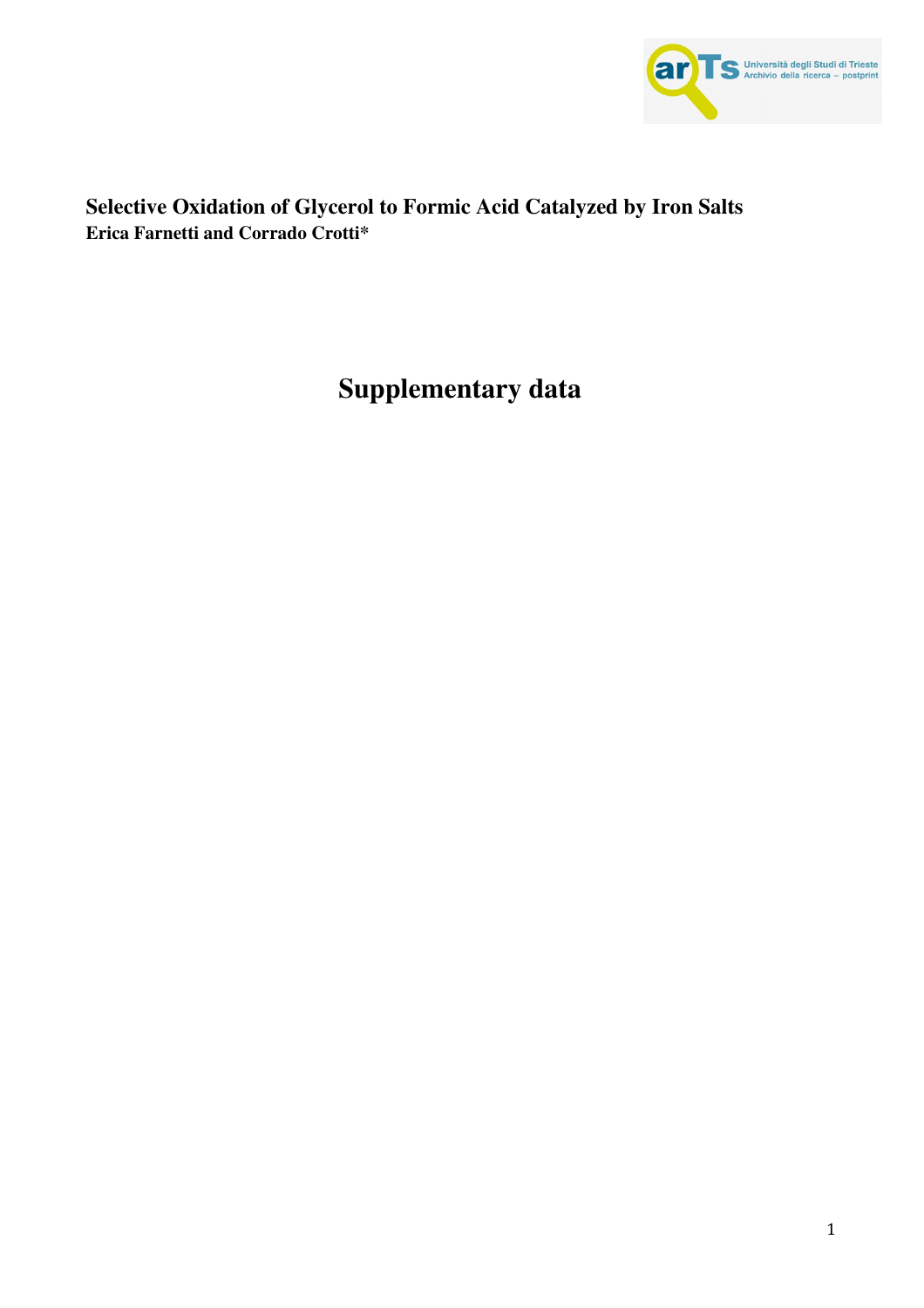**Selective Oxidation of Glycerol to Formic Acid Catalyzed by Iron Salts**

**Erica Farnetti and Corrado Crotti***

# Supplementary data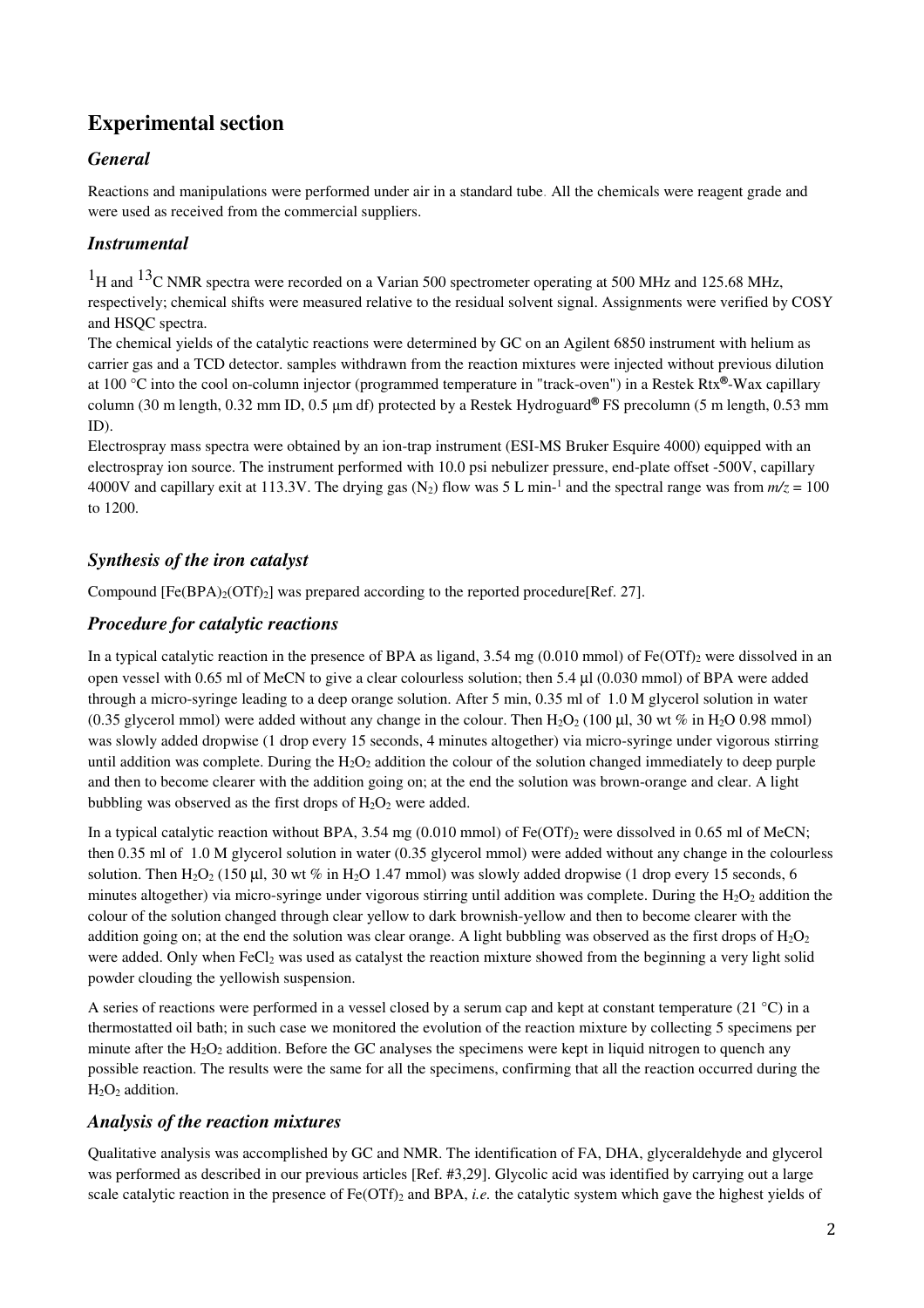# Experimental section

## *General*

Reactions and manipulations were performed under air in a standard tube. All the chemicals were reagent grade and were used as received from the commercial suppliers.

## *Instrumental*

$^1$H and $^{13}$C NMR spectra were recorded on a Varian 500 spectrometer operating at 500 MHz and 125.68 MHz, respectively; chemical shifts were measured relative to the residual solvent signal. Assignments were verified by COSY and HSQC spectra.

The chemical yields of the catalytic reactions were determined by GC on an Agilent 6850 instrument with helium as carrier gas and a TCD detector. samples withdrawn from the reaction mixtures were injected without previous dilution at 100 °C into the cool on-column injector (programmed temperature in "track-oven") in a Restek Rtx®-Wax capillary column (30 m length, 0.32 mm ID, 0.5 μm df) protected by a Restek Hydroguard® FS precolumn (5 m length, 0.53 mm ID).

Electrospray mass spectra were obtained by an ion-trap instrument (ESI-MS Bruker Esquire 4000) equipped with an electrospray ion source. The instrument performed with 10.0 psi nebulizer pressure, end-plate offset -500V, capillary 4000V and capillary exit at 113.3V. The drying gas ($N_2$) flow was 5 L min$^{-1}$ and the spectral range was from $m/z$ = 100 to 1200.

## *Synthesis of the iron catalyst*

Compound [Fe(BPA)$_2$(OTf)$_2$] was prepared according to the reported procedure[Ref. 27].

## *Procedure for catalytic reactions*

In a typical catalytic reaction in the presence of BPA as ligand, 3.54 mg (0.010 mmol) of Fe(OTf)$_2$ were dissolved in an open vessel with 0.65 ml of MeCN to give a clear colourless solution; then 5.4 μl (0.030 mmol) of BPA were added through a micro-syringe leading to a deep orange solution. After 5 min, 0.35 ml of 1.0 M glycerol solution in water (0.35 glycerol mmol) were added without any change in the colour. Then $H_2O_2$ (100 μl, 30 wt % in $H_2O$ 0.98 mmol) was slowly added dropwise (1 drop every 15 seconds, 4 minutes altogether) via micro-syringe under vigorous stirring until addition was complete. During the $H_2O_2$ addition the colour of the solution changed immediately to deep purple and then to become clearer with the addition going on; at the end the solution was brown-orange and clear. A light bubbling was observed as the first drops of $H_2O_2$ were added.

In a typical catalytic reaction without BPA, 3.54 mg (0.010 mmol) of Fe(OTf)$_2$ were dissolved in 0.65 ml of MeCN; then 0.35 ml of 1.0 M glycerol solution in water (0.35 glycerol mmol) were added without any change in the colourless solution. Then $H_2O_2$ (150 μl, 30 wt % in $H_2O$ 1.47 mmol) was slowly added dropwise (1 drop every 15 seconds, 6 minutes altogether) via micro-syringe under vigorous stirring until addition was complete. During the $H_2O_2$ addition the colour of the solution changed through clear yellow to dark brownish-yellow and then to become clearer with the addition going on; at the end the solution was clear orange. A light bubbling was observed as the first drops of $H_2O_2$ were added. Only when $FeCl_2$ was used as catalyst the reaction mixture showed from the beginning a very light solid powder clouding the yellowish suspension.

A series of reactions were performed in a vessel closed by a serum cap and kept at constant temperature (21 °C) in a thermostatted oil bath; in such case we monitored the evolution of the reaction mixture by collecting 5 specimens per minute after the $H_2O_2$ addition. Before the GC analyses the specimens were kept in liquid nitrogen to quench any possible reaction. The results were the same for all the specimens, confirming that all the reaction occurred during the $H_2O_2$ addition.

## *Analysis of the reaction mixtures*

Qualitative analysis was accomplished by GC and NMR. The identification of FA, DHA, glyceraldehyde and glycerol was performed as described in our previous articles [Ref. #3,29]. Glycolic acid was identified by carrying out a large scale catalytic reaction in the presence of Fe(OTf)$_2$ and BPA, *i.e.* the catalytic system which gave the highest yields of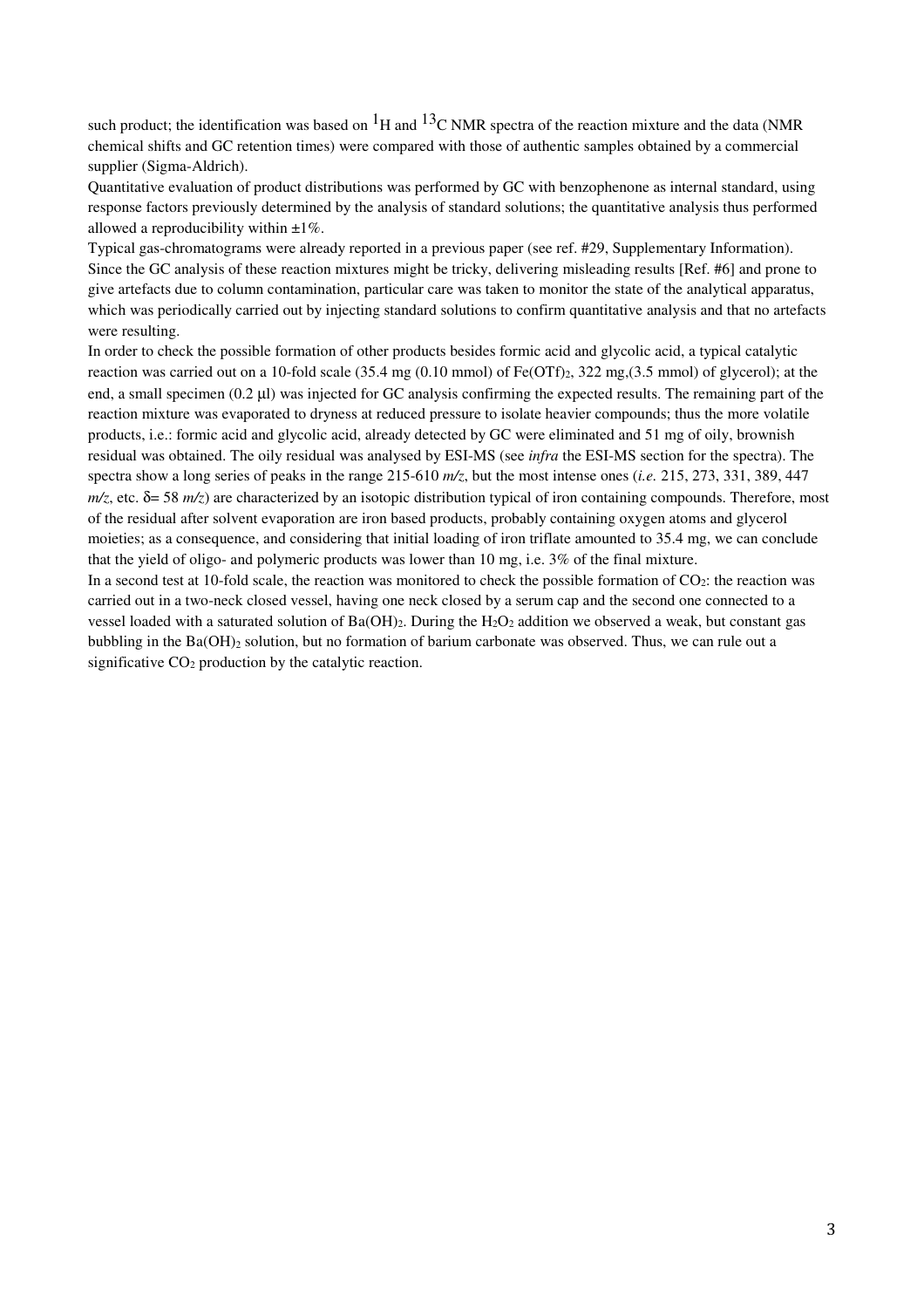such product; the identification was based on $^{1}H$ and $^{13}C$ NMR spectra of the reaction mixture and the data (NMR chemical shifts and GC retention times) were compared with those of authentic samples obtained by a commercial supplier (Sigma-Aldrich).

Quantitative evaluation of product distributions was performed by GC with benzophenone as internal standard, using response factors previously determined by the analysis of standard solutions; the quantitative analysis thus performed allowed a reproducibility within ±1%.

Typical gas-chromatograms were already reported in a previous paper (see ref. #29, Supplementary Information). Since the GC analysis of these reaction mixtures might be tricky, delivering misleading results [Ref. #6] and prone to give artefacts due to column contamination, particular care was taken to monitor the state of the analytical apparatus, which was periodically carried out by injecting standard solutions to confirm quantitative analysis and that no artefacts were resulting.

In order to check the possible formation of other products besides formic acid and glycolic acid, a typical catalytic reaction was carried out on a 10-fold scale (35.4 mg (0.10 mmol) of $Fe(OTf)_2$, 322 mg,(3.5 mmol) of glycerol); at the end, a small specimen (0.2 μl) was injected for GC analysis confirming the expected results. The remaining part of the reaction mixture was evaporated to dryness at reduced pressure to isolate heavier compounds; thus the more volatile products, i.e.: formic acid and glycolic acid, already detected by GC were eliminated and 51 mg of oily, brownish residual was obtained. The oily residual was analysed by ESI-MS (see *infra* the ESI-MS section for the spectra). The spectra show a long series of peaks in the range 215-610 *m/z*, but the most intense ones (*i.e.* 215, 273, 331, 389, 447 *m/z*, etc. $\delta$= 58 *m/z*) are characterized by an isotopic distribution typical of iron containing compounds. Therefore, most of the residual after solvent evaporation are iron based products, probably containing oxygen atoms and glycerol moieties; as a consequence, and considering that initial loading of iron triflate amounted to 35.4 mg, we can conclude that the yield of oligo- and polymeric products was lower than 10 mg, i.e. 3% of the final mixture.

In a second test at 10-fold scale, the reaction was monitored to check the possible formation of $CO_2$: the reaction was carried out in a two-neck closed vessel, having one neck closed by a serum cap and the second one connected to a vessel loaded with a saturated solution of $Ba(OH)_2$. During the $H_2O_2$ addition we observed a weak, but constant gas bubbling in the $Ba(OH)_2$ solution, but no formation of barium carbonate was observed. Thus, we can rule out a significative $CO_2$ production by the catalytic reaction.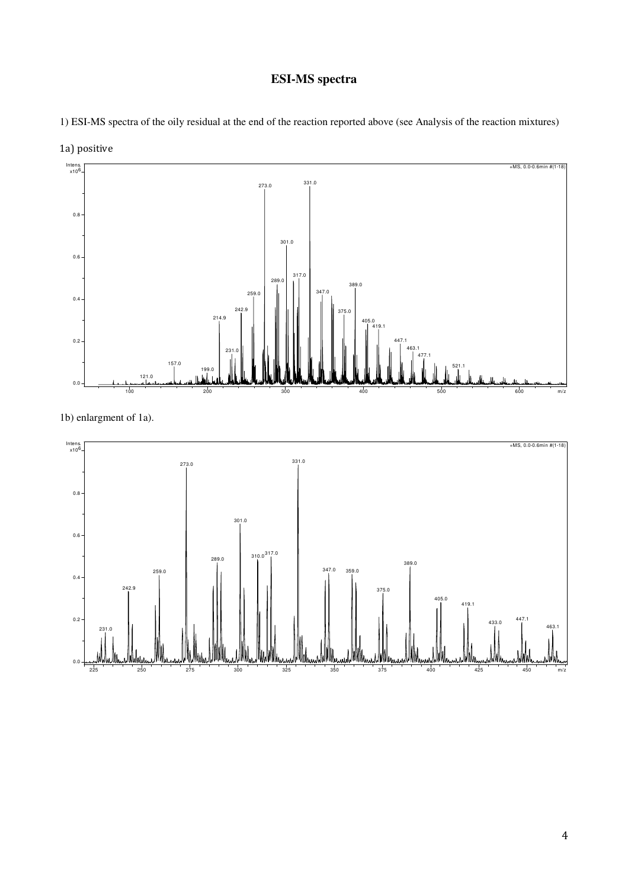# ESI-MS spectra

1) ESI-MS spectra of the oily residual at the end of the reaction reported above (see Analysis of the reaction mixtures)

1a) positive

1b) enlargment of 1a).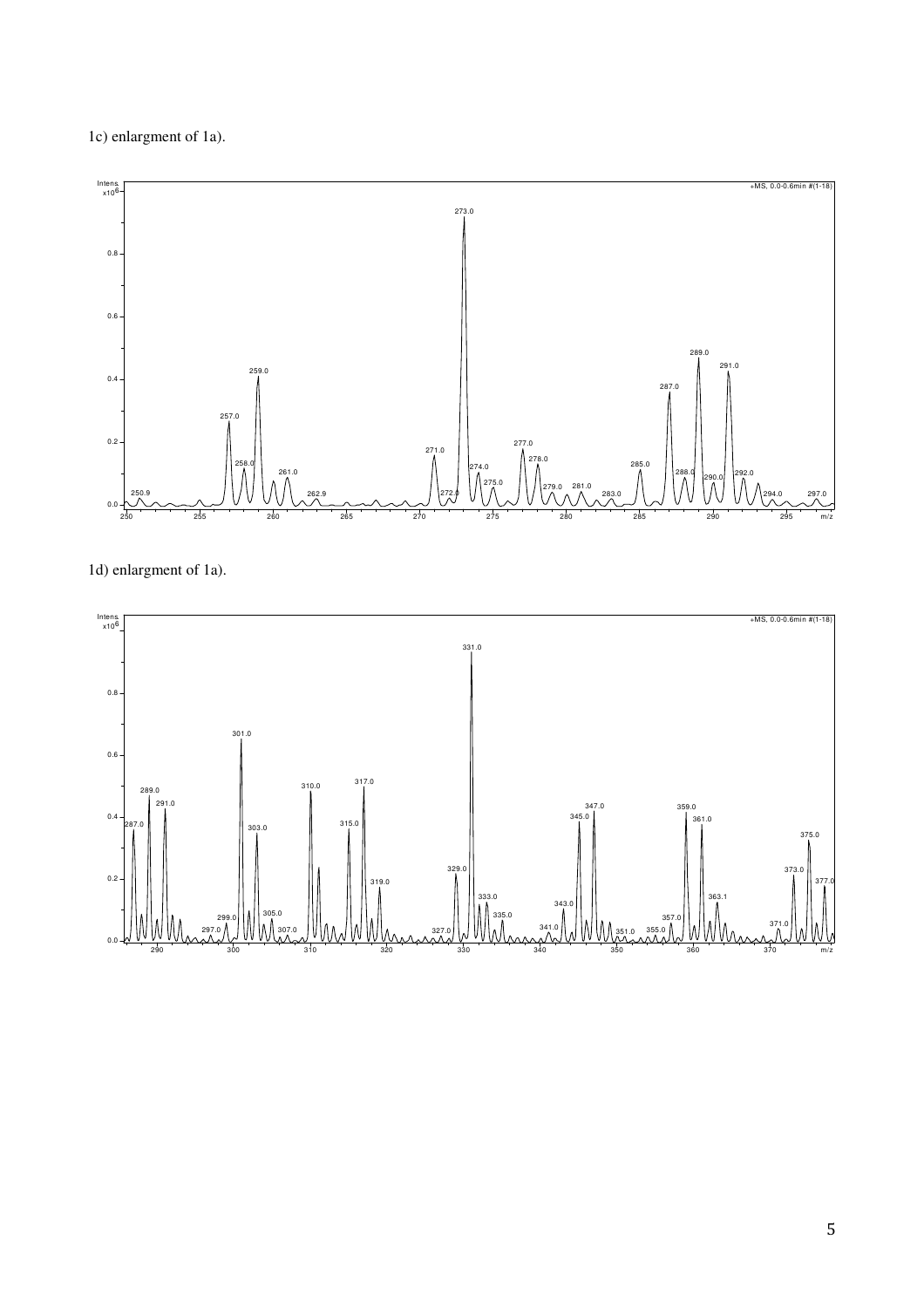1c) enlargment of 1a).

1d) enlargment of 1a).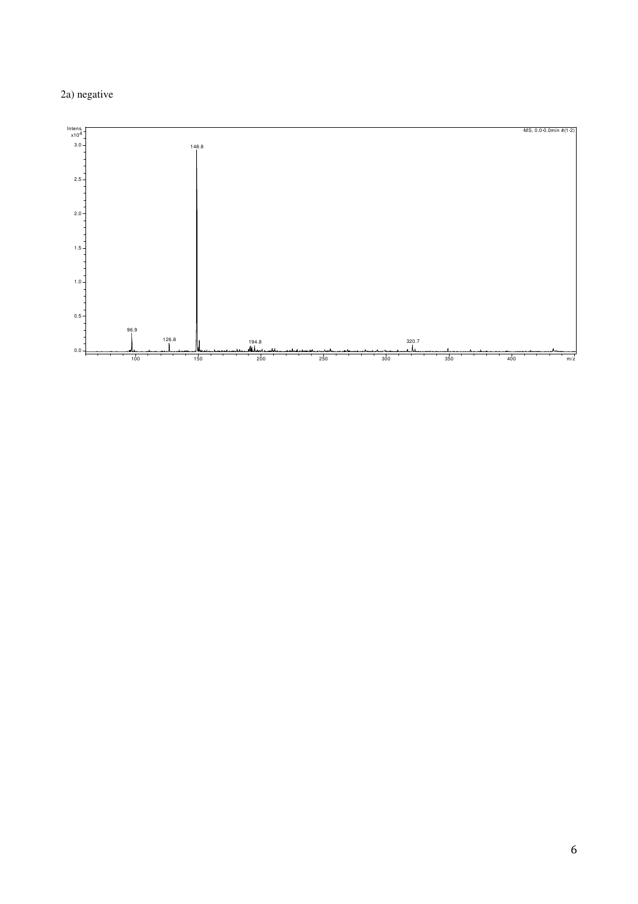2a) negative

Intens.
x10$^4$

3.0

2.5

2.0

1.5

1.0

0.5

0.0

-MS, 0.0-0.0min #(1-2)

148.8

96.9

126.8

194.8

320.7

100

150

200

250

300

350

400

m/z